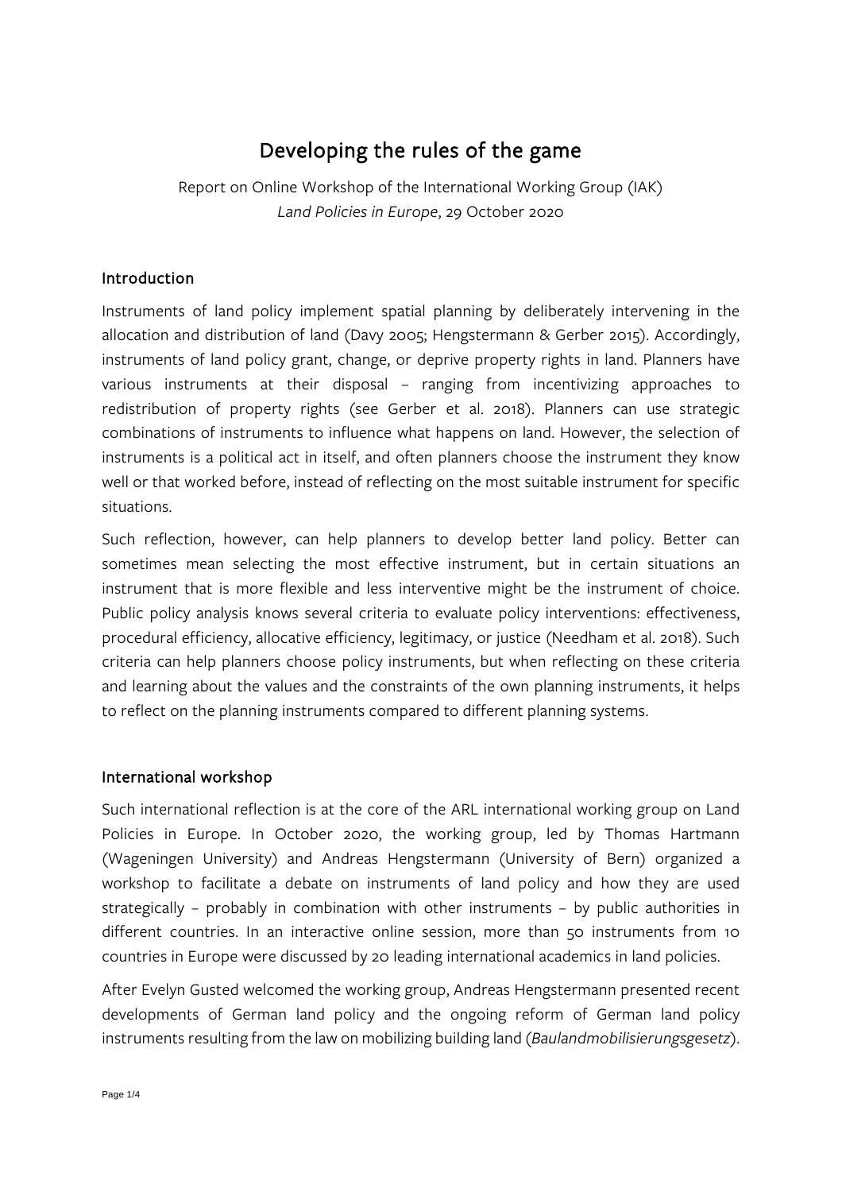# Developing the rules of the game

Report on Online Workshop of the International Working Group (IAK) *Land Policies in Europe*, 29 October 2020

## Introduction

Instruments of land policy implement spatial planning by deliberately intervening in the allocation and distribution of land (Davy 2005; Hengstermann & Gerber 2015). Accordingly, instruments of land policy grant, change, or deprive property rights in land. Planners have various instruments at their disposal – ranging from incentivizing approaches to redistribution of property rights (see Gerber et al. 2018). Planners can use strategic combinations of instruments to influence what happens on land. However, the selection of instruments is a political act in itself, and often planners choose the instrument they know well or that worked before, instead of reflecting on the most suitable instrument for specific situations.

Such reflection, however, can help planners to develop better land policy. Better can sometimes mean selecting the most effective instrument, but in certain situations an instrument that is more flexible and less interventive might be the instrument of choice. Public policy analysis knows several criteria to evaluate policy interventions: effectiveness, procedural efficiency, allocative efficiency, legitimacy, or justice (Needham et al. 2018). Such criteria can help planners choose policy instruments, but when reflecting on these criteria and learning about the values and the constraints of the own planning instruments, it helps to reflect on the planning instruments compared to different planning systems.

## International workshop

Such international reflection is at the core of the ARL international working group on Land Policies in Europe. In October 2020, the working group, led by Thomas Hartmann (Wageningen University) and Andreas Hengstermann (University of Bern) organized a workshop to facilitate a debate on instruments of land policy and how they are used strategically – probably in combination with other instruments – by public authorities in different countries. In an interactive online session, more than 50 instruments from 10 countries in Europe were discussed by 20 leading international academics in land policies.

After Evelyn Gusted welcomed the working group, Andreas Hengstermann presented recent developments of German land policy and the ongoing reform of German land policy instruments resulting from the law on mobilizing building land (*Baulandmobilisierungsgesetz*).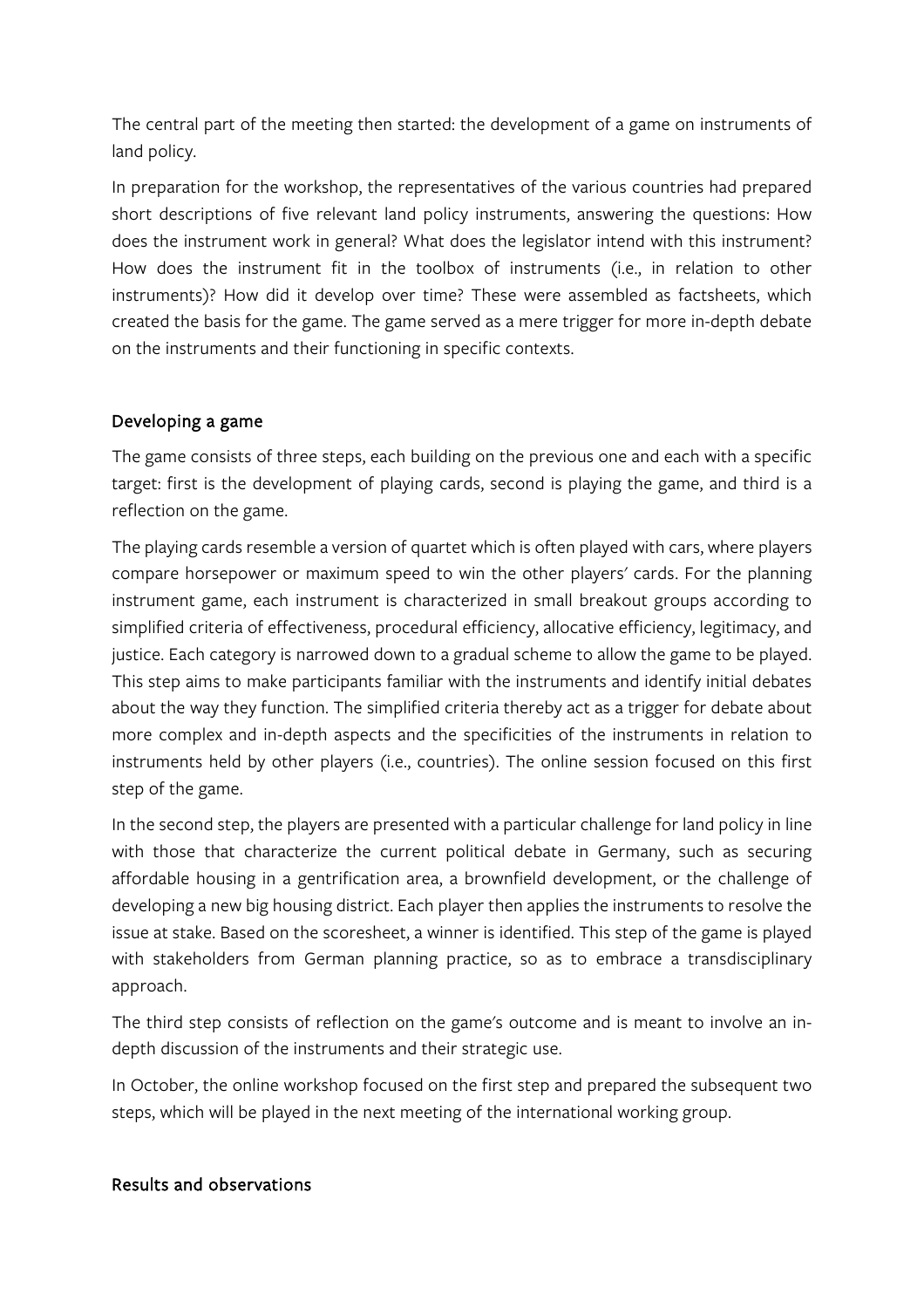The central part of the meeting then started: the development of a game on instruments of land policy.

In preparation for the workshop, the representatives of the various countries had prepared short descriptions of five relevant land policy instruments, answering the questions: How does the instrument work in general? What does the legislator intend with this instrument? How does the instrument fit in the toolbox of instruments (i.e., in relation to other instruments)? How did it develop over time? These were assembled as factsheets, which created the basis for the game. The game served as a mere trigger for more in-depth debate on the instruments and their functioning in specific contexts.

## Developing a game

The game consists of three steps, each building on the previous one and each with a specific target: first is the development of playing cards, second is playing the game, and third is a reflection on the game.

The playing cards resemble a version of quartet which is often played with cars, where players compare horsepower or maximum speed to win the other players' cards. For the planning instrument game, each instrument is characterized in small breakout groups according to simplified criteria of effectiveness, procedural efficiency, allocative efficiency, legitimacy, and justice. Each category is narrowed down to a gradual scheme to allow the game to be played. This step aims to make participants familiar with the instruments and identify initial debates about the way they function. The simplified criteria thereby act as a trigger for debate about more complex and in-depth aspects and the specificities of the instruments in relation to instruments held by other players (i.e., countries). The online session focused on this first step of the game.

In the second step, the players are presented with a particular challenge for land policy in line with those that characterize the current political debate in Germany, such as securing affordable housing in a gentrification area, a brownfield development, or the challenge of developing a new big housing district. Each player then applies the instruments to resolve the issue at stake. Based on the scoresheet, a winner is identified. This step of the game is played with stakeholders from German planning practice, so as to embrace a transdisciplinary approach.

The third step consists of reflection on the game's outcome and is meant to involve an in-depth discussion of the instruments and their strategic use.

In October, the online workshop focused on the first step and prepared the subsequent two steps, which will be played in the next meeting of the international working group.

## Results and observations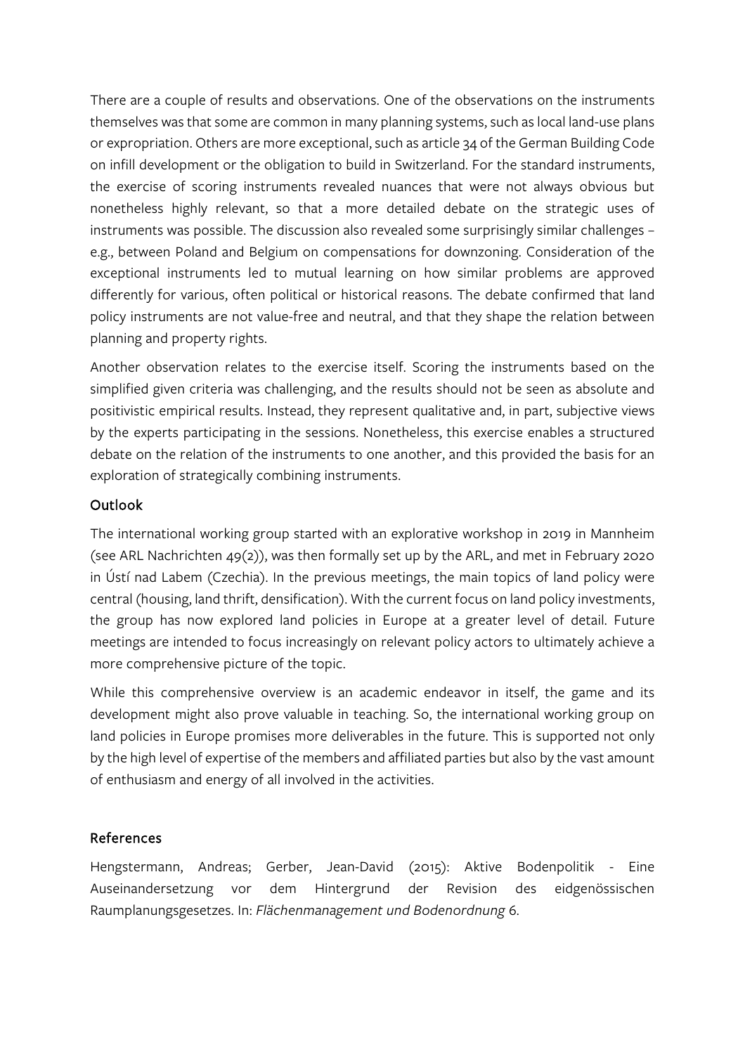There are a couple of results and observations. One of the observations on the instruments themselves was that some are common in many planning systems, such as local land-use plans or expropriation. Others are more exceptional, such as article 34 of the German Building Code on infill development or the obligation to build in Switzerland. For the standard instruments, the exercise of scoring instruments revealed nuances that were not always obvious but nonetheless highly relevant, so that a more detailed debate on the strategic uses of instruments was possible. The discussion also revealed some surprisingly similar challenges – e.g., between Poland and Belgium on compensations for downzoning. Consideration of the exceptional instruments led to mutual learning on how similar problems are approved differently for various, often political or historical reasons. The debate confirmed that land policy instruments are not value-free and neutral, and that they shape the relation between planning and property rights.

Another observation relates to the exercise itself. Scoring the instruments based on the simplified given criteria was challenging, and the results should not be seen as absolute and positivistic empirical results. Instead, they represent qualitative and, in part, subjective views by the experts participating in the sessions. Nonetheless, this exercise enables a structured debate on the relation of the instruments to one another, and this provided the basis for an exploration of strategically combining instruments.

## Outlook

The international working group started with an explorative workshop in 2019 in Mannheim (see ARL Nachrichten 49(2)), was then formally set up by the ARL, and met in February 2020 in Ústí nad Labem (Czechia). In the previous meetings, the main topics of land policy were central (housing, land thrift, densification). With the current focus on land policy investments, the group has now explored land policies in Europe at a greater level of detail. Future meetings are intended to focus increasingly on relevant policy actors to ultimately achieve a more comprehensive picture of the topic.

While this comprehensive overview is an academic endeavor in itself, the game and its development might also prove valuable in teaching. So, the international working group on land policies in Europe promises more deliverables in the future. This is supported not only by the high level of expertise of the members and affiliated parties but also by the vast amount of enthusiasm and energy of all involved in the activities.

## References

Hengstermann, Andreas; Gerber, Jean-David (2015): Aktive Bodenpolitik - Eine Auseinandersetzung vor dem Hintergrund der Revision des eidgenössischen Raumplanungsgesetzes. In: *Flächenmanagement und Bodenordnung* 6.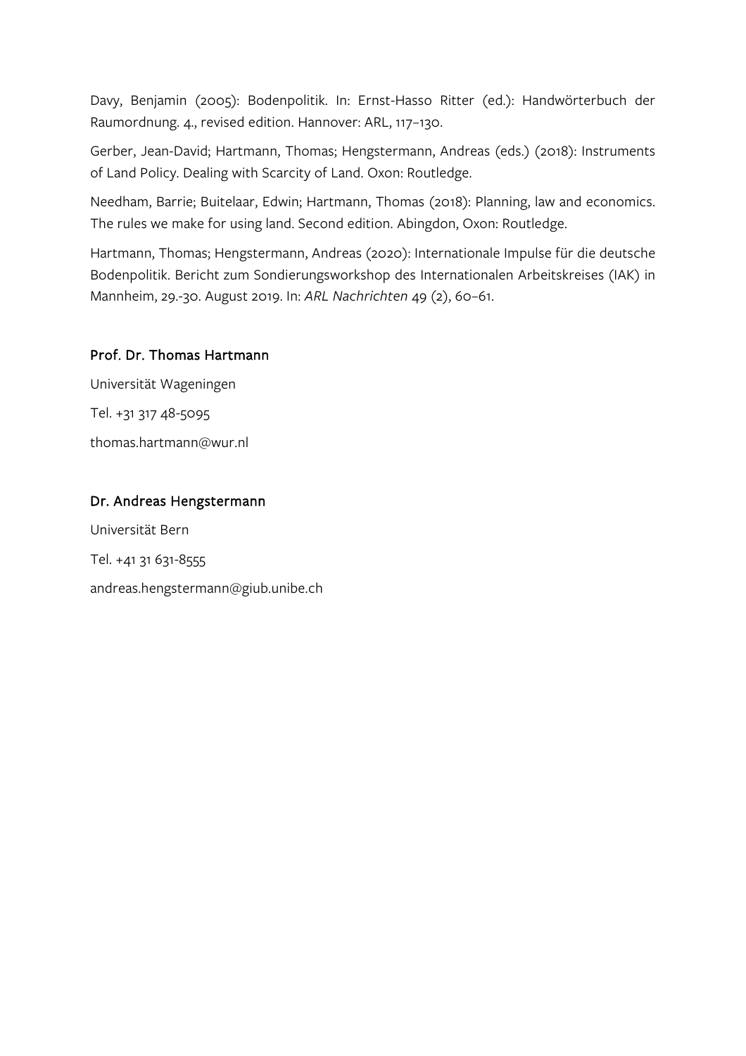Davy, Benjamin (2005): Bodenpolitik. In: Ernst-Hasso Ritter (ed.): Handwörterbuch der Raumordnung. 4., revised edition. Hannover: ARL, 117–130.

Gerber, Jean-David; Hartmann, Thomas; Hengstermann, Andreas (eds.) (2018): Instruments of Land Policy. Dealing with Scarcity of Land. Oxon: Routledge.

Needham, Barrie; Buitelaar, Edwin; Hartmann, Thomas (2018): Planning, law and economics. The rules we make for using land. Second edition. Abingdon, Oxon: Routledge.

Hartmann, Thomas; Hengstermann, Andreas (2020): Internationale Impulse für die deutsche Bodenpolitik. Bericht zum Sondierungsworkshop des Internationalen Arbeitskreises (IAK) in Mannheim, 29.-30. August 2019. In: *ARL Nachrichten* 49 (2), 60–61.

**Prof. Dr. Thomas Hartmann**

Universität Wageningen

Tel. +31 317 48-5095

thomas.hartmann@wur.nl

**Dr. Andreas Hengstermann**

Universität Bern

Tel. +41 31 631-8555

andreas.hengstermann@giub.unibe.ch